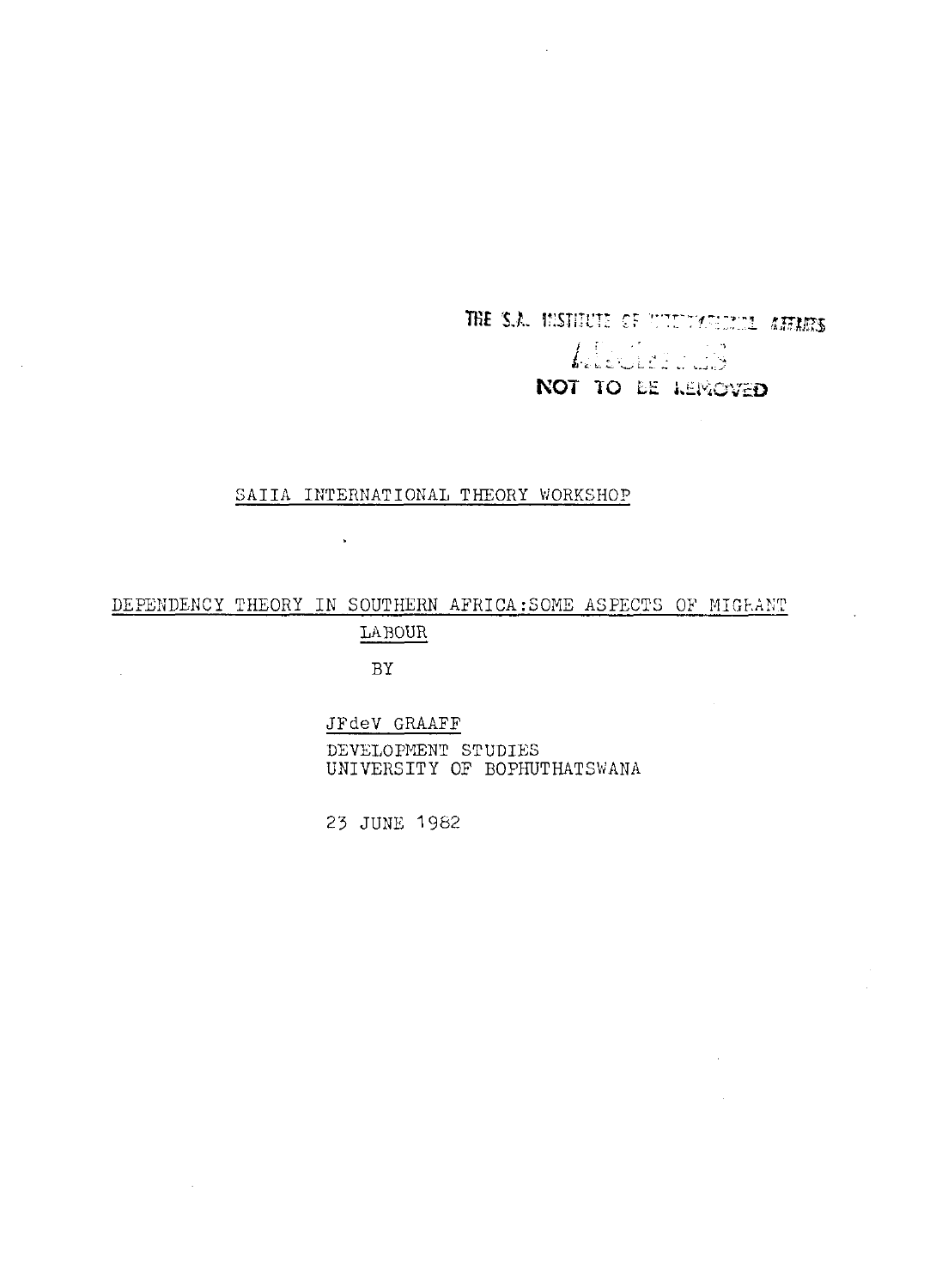THE S.A. INSTITUTE OF INTERNATIONAL AFFAIRS

ARCHIVES

NOT TO BE REMOVED

SAIIA INTERNATIONAL THEORY WORKSHOP

# DEPENDENCY THEORY IN SOUTHERN AFRICA: SOME ASPECTS OF MIGRANT LABOUR

BY

JFdeV GRAAFF

DEVELOPMENT STUDIES
UNIVERSITY OF BOPHUTHATSWANA

23 JUNE 1982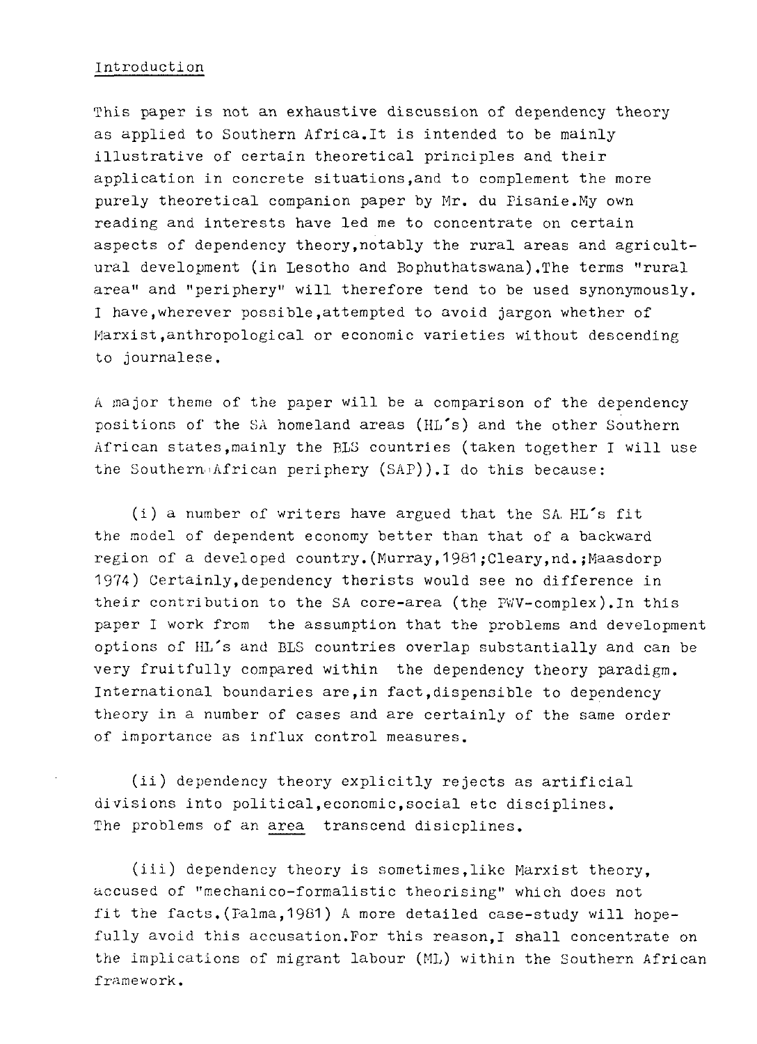Introduction

This paper is not an exhaustive discussion of dependency theory as applied to Southern Africa.It is intended to be mainly illustrative of certain theoretical principles and their application in concrete situations,and to complement the more purely theoretical companion paper by Mr. du Pisanie.My own reading and interests have led me to concentrate on certain aspects of dependency theory,notably the rural areas and agricultural development (in Lesotho and Bophuthatswana).The terms "rural area" and "periphery" will therefore tend to be used synonymously. I have,wherever possible,attempted to avoid jargon whether of Marxist,anthropological or economic varieties without descending to journalese.

A major theme of the paper will be a comparison of the dependency positions of the SA homeland areas (HL's) and the other Southern African states,mainly the BLS countries (taken together I will use the Southern African periphery (SAP)).I do this because:

(i) a number of writers have argued that the SA HL's fit the model of dependent economy better than that of a backward region of a developed country.(Murray,1981;Cleary,nd.;Maasdorp 1974) Certainly,dependency therists would see no difference in their contribution to the SA core-area (the PWV-complex).In this paper I work from the assumption that the problems and development options of HL's and BLS countries overlap substantially and can be very fruitfully compared within the dependency theory paradigm. International boundaries are,in fact,dispensible to dependency theory in a number of cases and are certainly of the same order of importance as influx control measures.

(ii) dependency theory explicitly rejects as artificial divisions into political,economic,social etc disciplines. The problems of an <u>area</u> transcend disicplines.

(iii) dependency theory is sometimes,like Marxist theory, accused of "mechanico-formalistic theorising" which does not fit the facts.(Palma,1981) A more detailed case-study will hopefully avoid this accusation.For this reason,I shall concentrate on the implications of migrant labour (ML) within the Southern African framework.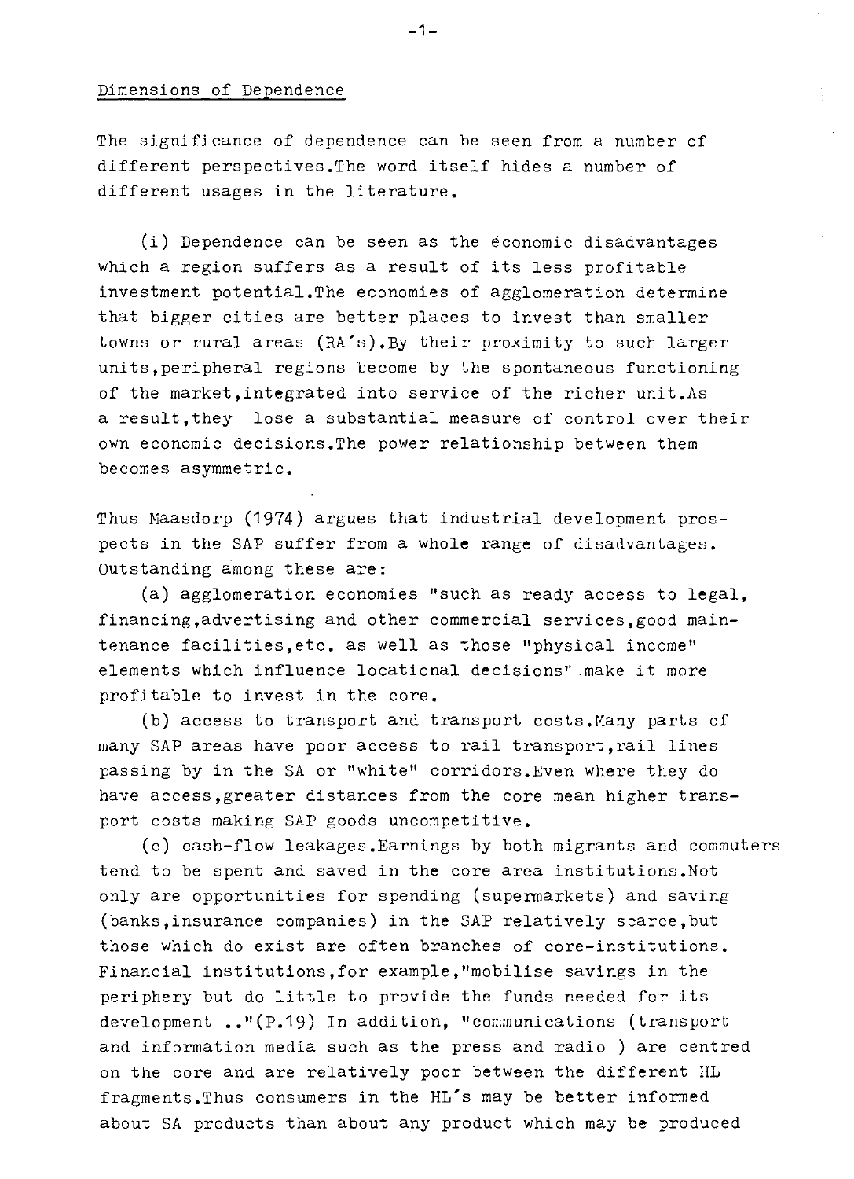Dimensions of Dependence

The significance of dependence can be seen from a number of different perspectives.The word itself hides a number of different usages in the literature.

(i) Dependence can be seen as the economic disadvantages which a region suffers as a result of its less profitable investment potential.The economies of agglomeration determine that bigger cities are better places to invest than smaller towns or rural areas (RA's).By their proximity to such larger units,peripheral regions become by the spontaneous functioning of the market,integrated into service of the richer unit.As a result,they lose a substantial measure of control over their own economic decisions.The power relationship between them becomes asymmetric.

Thus Maasdorp (1974) argues that industrial development prospects in the SAP suffer from a whole range of disadvantages. Outstanding among these are:

(a) agglomeration economies "such as ready access to legal, financing,advertising and other commercial services,good maintenance facilities,etc. as well as those "physical income" elements which influence locational decisions" make it more profitable to invest in the core.

(b) access to transport and transport costs.Many parts of many SAP areas have poor access to rail transport,rail lines passing by in the SA or "white" corridors.Even where they do have access,greater distances from the core mean higher transport costs making SAP goods uncompetitive.

(c) cash-flow leakages.Earnings by both migrants and commuters tend to be spent and saved in the core area institutions.Not only are opportunities for spending (supermarkets) and saving (banks,insurance companies) in the SAP relatively scarce,but those which do exist are often branches of core-institutions. Financial institutions,for example,"mobilise savings in the periphery but do little to provide the funds needed for its development .."(P.19) In addition, "communications (transport and information media such as the press and radio ) are centred on the core and are relatively poor between the different HL fragments.Thus consumers in the HL's may be better informed about SA products than about any product which may be produced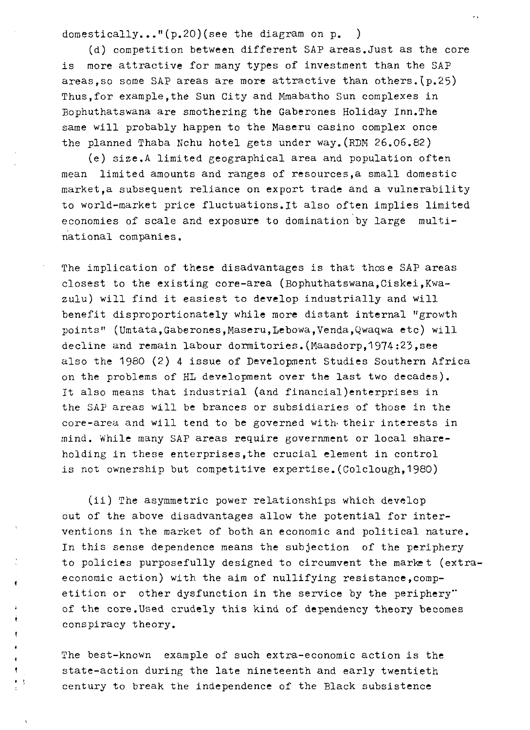domestically..."(p.20)(see the diagram on p. )

(d) competition between different SAP areas. Just as the core is more attractive for many types of investment than the SAP areas, so some SAP areas are more attractive than others. (p.25) Thus, for example, the Sun City and Mmabatho Sun complexes in Bophuthatswana are smothering the Gaberones Holiday Inn. The same will probably happen to the Maseru casino complex once the planned Thaba Nchu hotel gets under way. (RDM 26.06.82)

(e) size. A limited geographical area and population often mean limited amounts and ranges of resources, a small domestic market, a subsequent reliance on export trade and a vulnerability to world-market price fluctuations. It also often implies limited economies of scale and exposure to domination by large multi-national companies.

The implication of these disadvantages is that those SAP areas closest to the existing core-area (Bophuthatswana, Ciskei, Kwa-zulu) will find it easiest to develop industrially and will benefit disproportionately while more distant internal "growth points" (Umtata, Gaberones, Maseru, Lebowa, Venda, Qwaqwa etc) will decline and remain labour dormitories. (Maasdorp, 1974:23, see also the 1980 (2) 4 issue of Development Studies Southern Africa on the problems of HL development over the last two decades). It also means that industrial (and financial) enterprises in the SAP areas will be brances or subsidiaries of those in the core-area and will tend to be governed with their interests in mind. While many SAP areas require government or local share-holding in these enterprises, the crucial element in control is not ownership but competitive expertise. (Colclough, 1980)

(ii) The asymmetric power relationships which develop out of the above disadvantages allow the potential for interventions in the market of both an economic and political nature. In this sense dependence means the subjection of the periphery to policies purposefully designed to circumvent the market (extra-economic action) with the aim of nullifying resistance, competition or other dysfunction in the service by the periphery" of the core. Used crudely this kind of dependency theory becomes conspiracy theory.

The best-known example of such extra-economic action is the state-action during the late nineteenth and early twentieth century to break the independence of the Black subsistence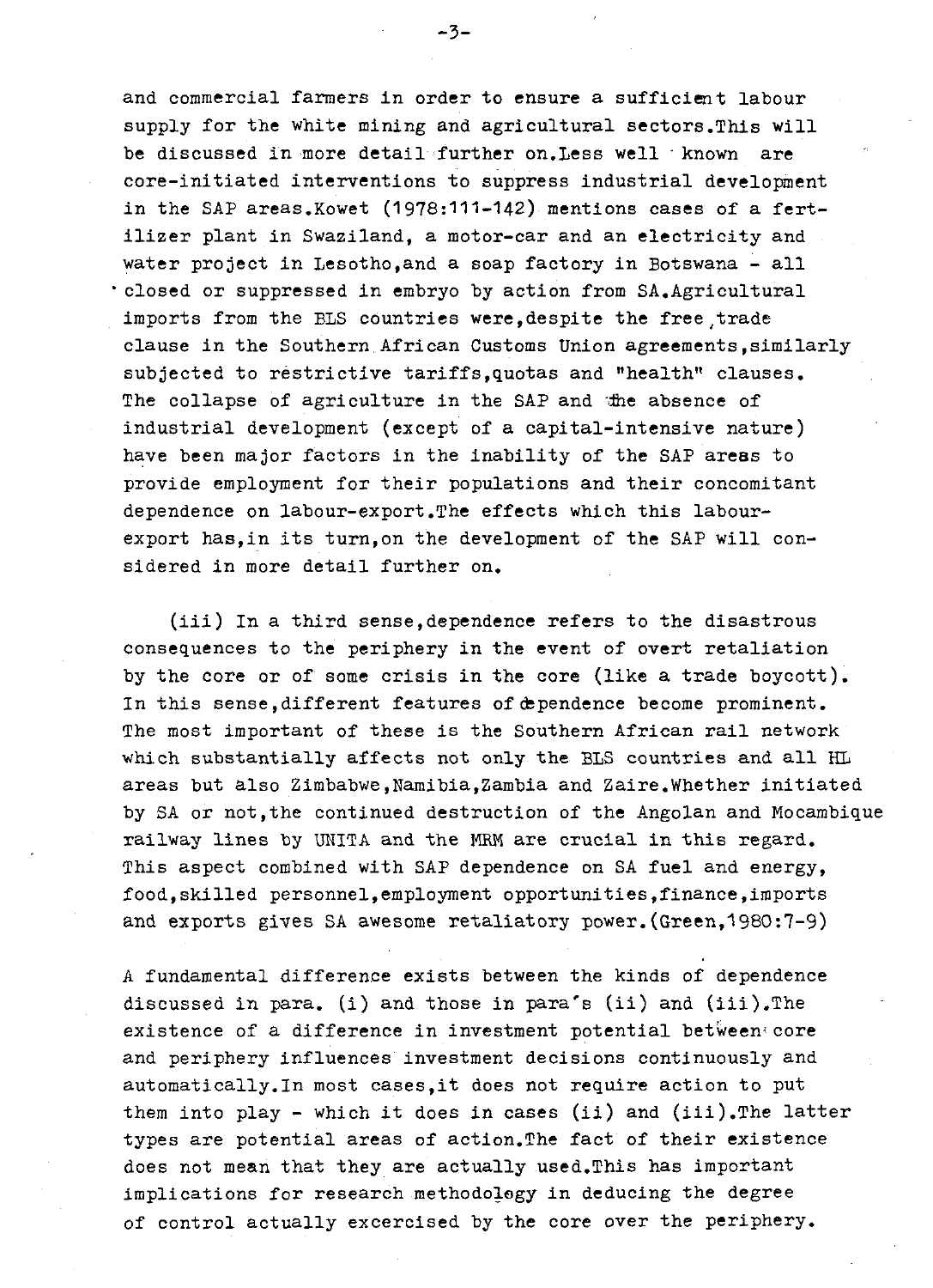and commercial farmers in order to ensure a sufficient labour supply for the white mining and agricultural sectors.This will be discussed in more detail further on.Less well known are core-initiated interventions to suppress industrial development in the SAP areas.Kowet (1978:111-142) mentions cases of a fertilizer plant in Swaziland, a motor-car and an electricity and water project in Lesotho,and a soap factory in Botswana - all closed or suppressed in embryo by action from SA.Agricultural imports from the BLS countries were,despite the free trade clause in the Southern African Customs Union agreements,similarly subjected to restrictive tariffs,quotas and "health" clauses. The collapse of agriculture in the SAP and the absence of industrial development (except of a capital-intensive nature) have been major factors in the inability of the SAP areas to provide employment for their populations and their concomitant dependence on labour-export.The effects which this labour-export has,in its turn,on the development of the SAP will considered in more detail further on.

(iii) In a third sense,dependence refers to the disastrous consequences to the periphery in the event of overt retaliation by the core or of some crisis in the core (like a trade boycott). In this sense,different features of dependence become prominent. The most important of these is the Southern African rail network which substantially affects not only the BLS countries and all HL areas but also Zimbabwe,Namibia,Zambia and Zaire.Whether initiated by SA or not,the continued destruction of the Angolan and Mocambique railway lines by UNITA and the MRM are crucial in this regard. This aspect combined with SAP dependence on SA fuel and energy, food,skilled personnel,employment opportunities,finance,imports and exports gives SA awesome retaliatory power.(Green,1980:7-9)

A fundamental difference exists between the kinds of dependence discussed in para. (i) and those in para's (ii) and (iii).The existence of a difference in investment potential between core and periphery influences investment decisions continuously and automatically.In most cases,it does not require action to put them into play - which it does in cases (ii) and (iii).The latter types are potential areas of action.The fact of their existence does not mean that they are actually used.This has important implications for research methodology in deducing the degree of control actually excercised by the core over the periphery.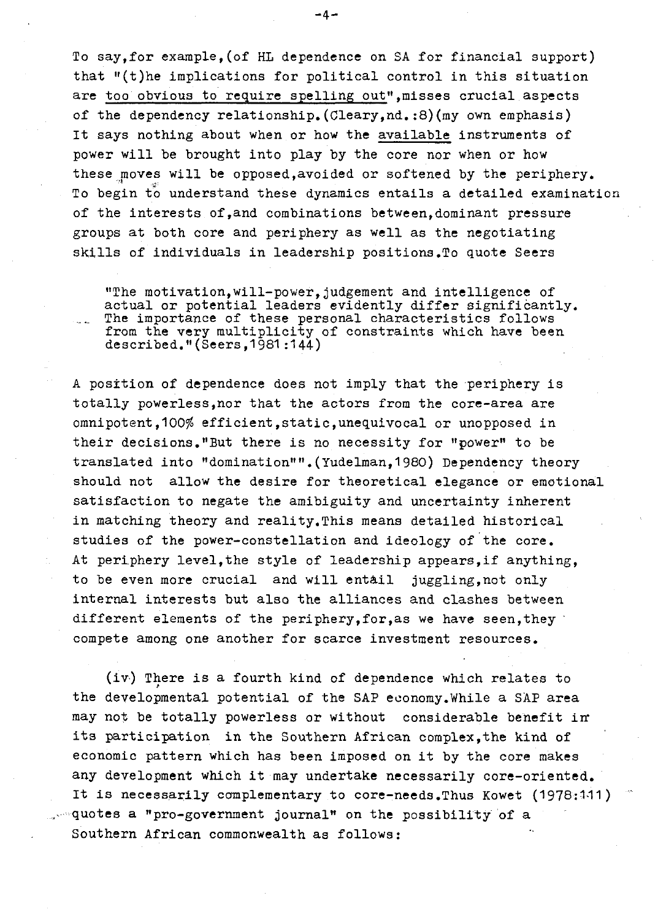To say, for example, (of HL dependence on SA for financial support) that "(t)he implications for political control in this situation are <u>too obvious to require spelling out</u>", misses crucial aspects of the dependency relationship. (Cleary, nd.:8) (my own emphasis) It says nothing about when or how the <u>available</u> instruments of power will be brought into play by the core nor when or how these moves will be opposed, avoided or softened by the periphery. To begin to understand these dynamics entails a detailed examination of the interests of, and combinations between, dominant pressure groups at both core and periphery as well as the negotiating skills of individuals in leadership positions. To quote Seers

> "The motivation, will-power, judgement and intelligence of actual or potential leaders evidently differ significantly. The importance of these personal characteristics follows from the very multiplicity of constraints which have been described." (Seers, 1981:144)

A position of dependence does not imply that the periphery is totally powerless, nor that the actors from the core-area are omnipotent, 100% efficient, static, unequivocal or unopposed in their decisions. "But there is no necessity for "power" to be translated into "domination"". (Yudelman, 1980) Dependency theory should not allow the desire for theoretical elegance or emotional satisfaction to negate the amibiguity and uncertainty inherent in matching theory and reality. This means detailed historical studies of the power-constellation and ideology of the core. At periphery level, the style of leadership appears, if anything, to be even more crucial and will entail juggling, not only internal interests but also the alliances and clashes between different elements of the periphery, for, as we have seen, they compete among one another for scarce investment resources.

(iv) There is a fourth kind of dependence which relates to the developmental potential of the SAP economy. While a SAP area may not be totally powerless or without considerable benefit in its participation in the Southern African complex, the kind of economic pattern which has been imposed on it by the core makes any development which it may undertake necessarily core-oriented. It is necessarily complementary to core-needs. Thus Kowet (1978:111) quotes a "pro-government journal" on the possibility of a Southern African commonwealth as follows: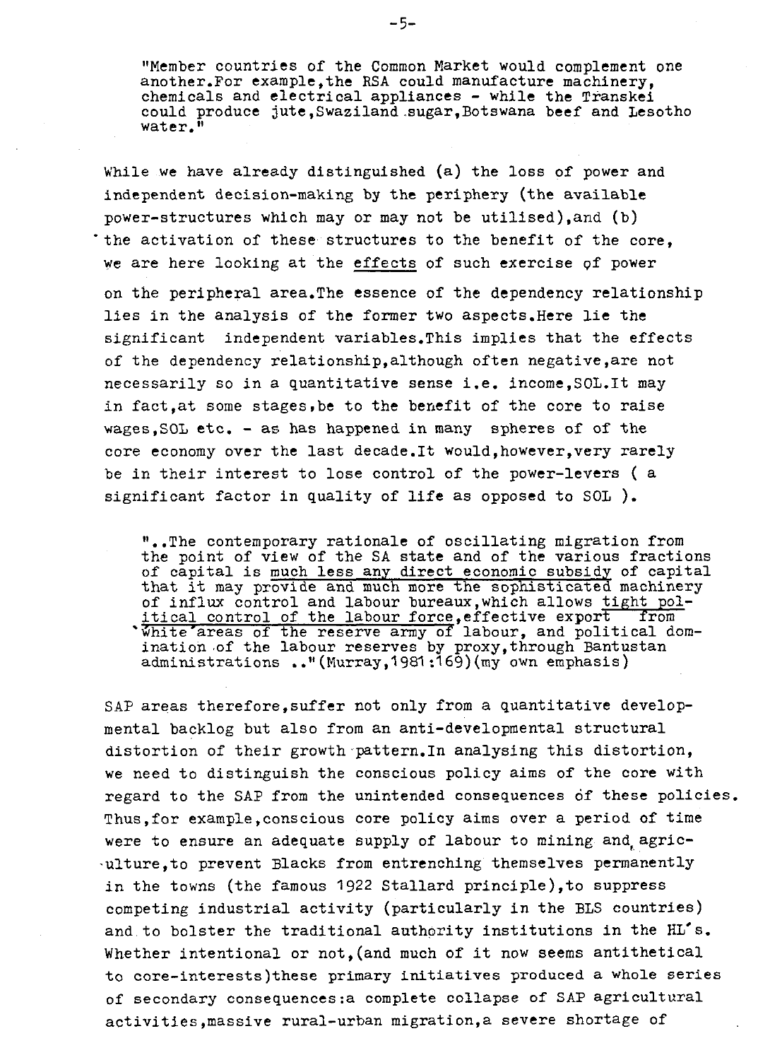> "Member countries of the Common Market would complement one another.For example,the RSA could manufacture machinery, chemicals and electrical appliances - while the Transkei could produce jute,Swaziland sugar,Botswana beef and Lesotho water."

While we have already distinguished (a) the loss of power and independent decision-making by the periphery (the available power-structures which may or may not be utilised),and (b) the activation of these structures to the benefit of the core, we are here looking at the <u>effects</u> of such exercise of power on the peripheral area.The essence of the dependency relationship lies in the analysis of the former two aspects.Here lie the significant independent variables.This implies that the effects of the dependency relationship,although often negative,are not necessarily so in a quantitative sense i.e. income,SOL.It may in fact,at some stages,be to the benefit of the core to raise wages,SOL etc. - as has happened in many spheres of of the core economy over the last decade.It would,however,very rarely be in their interest to lose control of the power-levers ( a significant factor in quality of life as opposed to SOL ).

> "..The contemporary rationale of oscillating migration from the point of view of the SA state and of the various fractions of capital is <u>much less any direct economic subsidy</u> of capital that it may provide and much more the sophisticated machinery of influx control and labour bureaux,which allows <u>tight political control of the labour force</u>,effective export from 'white'areas of the reserve army of labour, and political domination of the labour reserves by proxy,through Bantustan administrations .."(Murray,1981:169)(my own emphasis)

SAP areas therefore,suffer not only from a quantitative developmental backlog but also from an anti-developmental structural distortion of their growth pattern.In analysing this distortion, we need to distinguish the conscious policy aims of the core with regard to the SAP from the unintended consequences of these policies. Thus,for example,conscious core policy aims over a period of time were to ensure an adequate supply of labour to mining and agriculture,to prevent Blacks from entrenching themselves permanently in the towns (the famous 1922 Stallard principle),to suppress competing industrial activity (particularly in the BLS countries) and to bolster the traditional authority institutions in the HL's. Whether intentional or not,(and much of it now seems antithetical to core-interests)these primary initiatives produced a whole series of secondary consequences:a complete collapse of SAP agricultural activities,massive rural-urban migration,a severe shortage of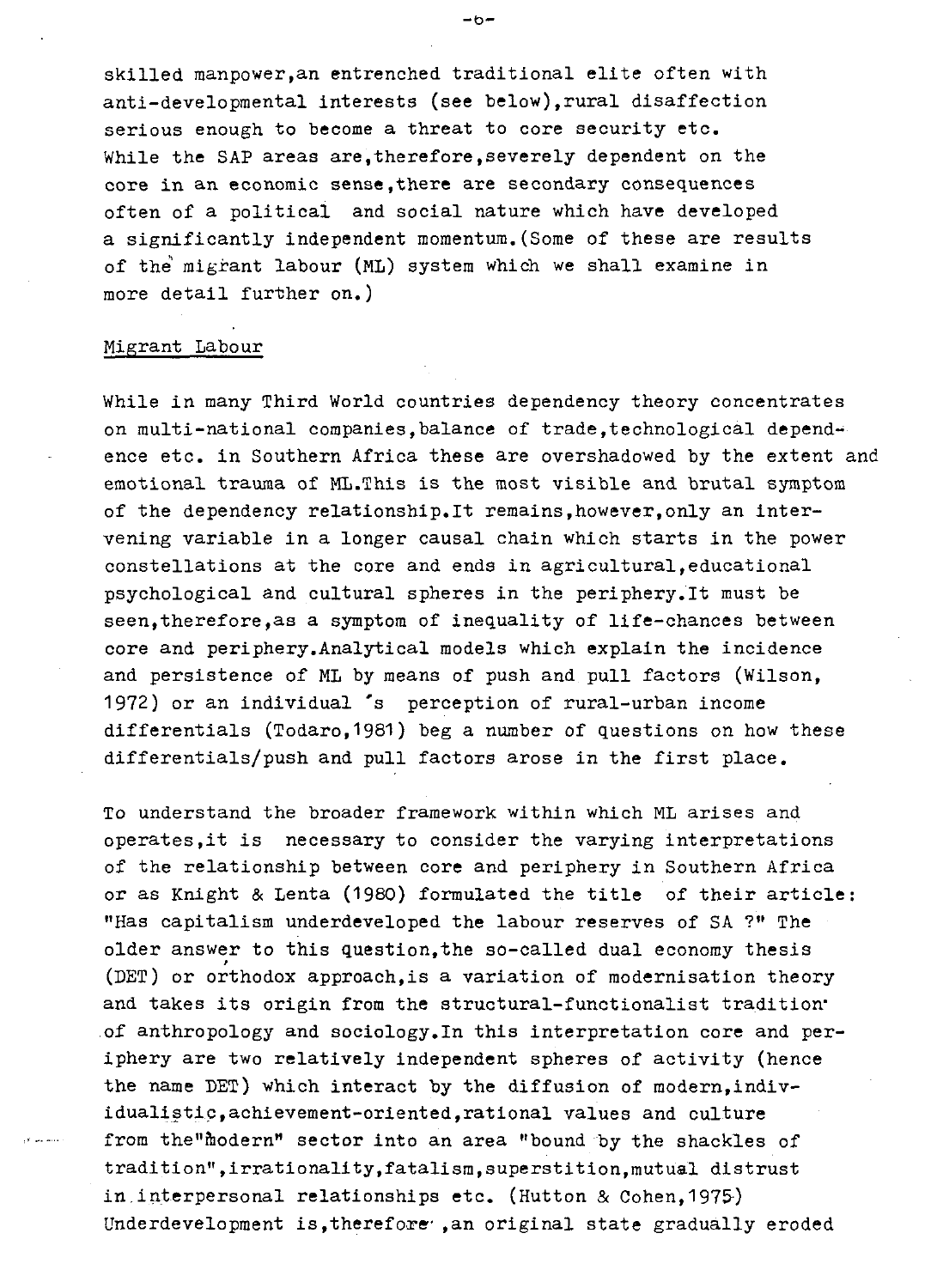skilled manpower,an entrenched traditional elite often with anti-developmental interests (see below),rural disaffection serious enough to become a threat to core security etc. While the SAP areas are,therefore,severely dependent on the core in an economic sense,there are secondary consequences often of a political and social nature which have developed a significantly independent momentum.(Some of these are results of the migrant labour (ML) system which we shall examine in more detail further on.)

## Migrant Labour

While in many Third World countries dependency theory concentrates on multi-national companies,balance of trade,technological dependence etc. in Southern Africa these are overshadowed by the extent and emotional trauma of ML.This is the most visible and brutal symptom of the dependency relationship.It remains,however,only an intervening variable in a longer causal chain which starts in the power constellations at the core and ends in agricultural,educational psychological and cultural spheres in the periphery.It must be seen,therefore,as a symptom of inequality of life-chances between core and periphery.Analytical models which explain the incidence and persistence of ML by means of push and pull factors (Wilson, 1972) or an individual 's perception of rural-urban income differentials (Todaro,1981) beg a number of questions on how these differentials/push and pull factors arose in the first place.

To understand the broader framework within which ML arises and operates,it is necessary to consider the varying interpretations of the relationship between core and periphery in Southern Africa or as Knight & Lenta (1980) formulated the title of their article: "Has capitalism underdeveloped the labour reserves of SA ?" The older answer to this question,the so-called dual economy thesis (DET) or orthodox approach,is a variation of modernisation theory and takes its origin from the structural-functionalist tradition of anthropology and sociology.In this interpretation core and periphery are two relatively independent spheres of activity (hence the name DET) which interact by the diffusion of modern,individualistic,achievement-oriented,rational values and culture from the"modern" sector into an area "bound by the shackles of tradition",irrationality,fatalism,superstition,mutual distrust in interpersonal relationships etc. (Hutton & Cohen,1975) Underdevelopment is,therefore ,an original state gradually eroded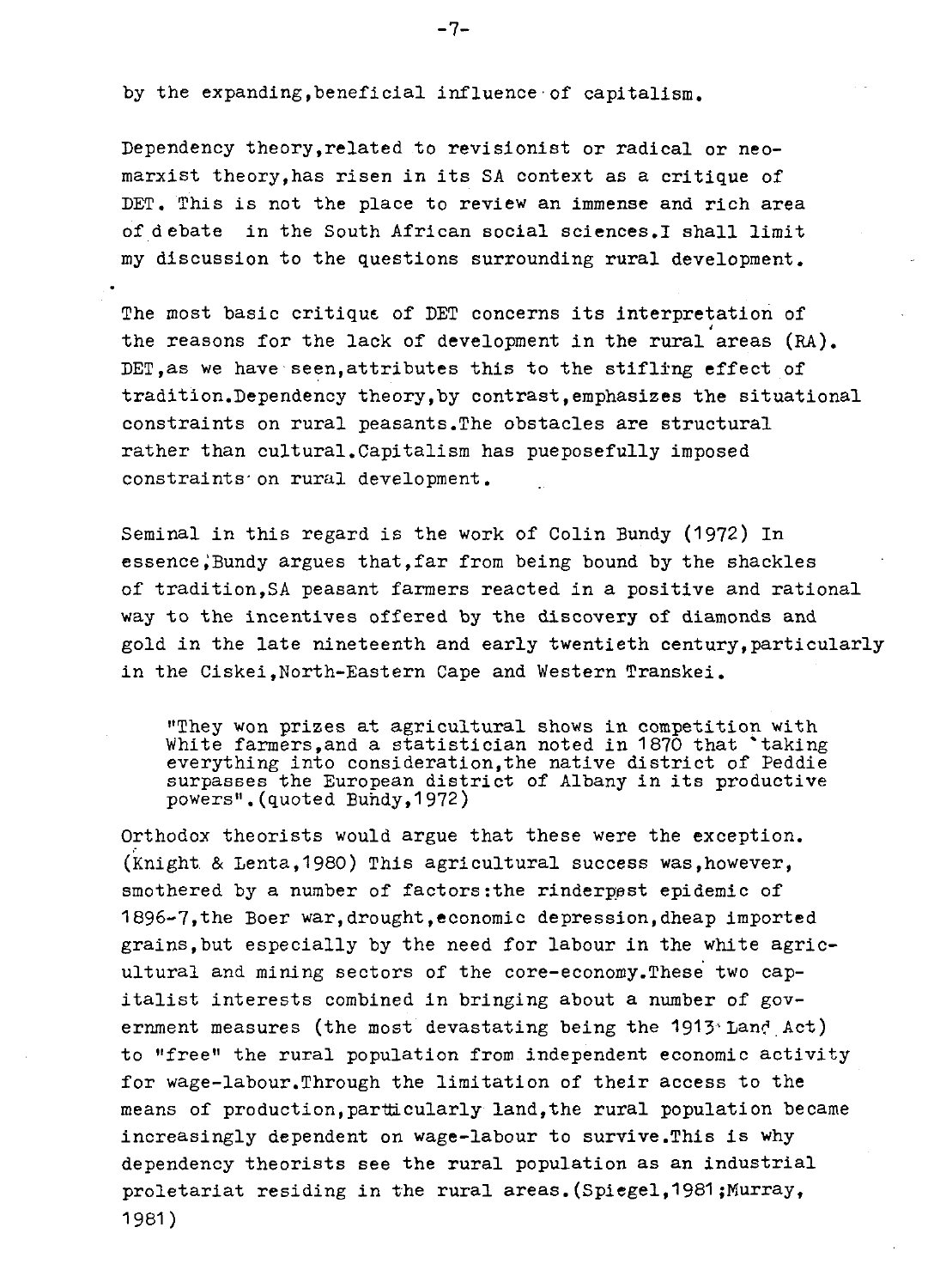by the expanding,beneficial influence of capitalism.

Dependency theory,related to revisionist or radical or neo-marxist theory,has risen in its SA context as a critique of DET. This is not the place to review an immense and rich area of debate in the South African social sciences.I shall limit my discussion to the questions surrounding rural development.

The most basic critique of DET concerns its interpretation of the reasons for the lack of development in the rural areas (RA). DET,as we have seen,attributes this to the stifling effect of tradition.Dependency theory,by contrast,emphasizes the situational constraints on rural peasants.The obstacles are structural rather than cultural.Capitalism has pueposefully imposed constraints on rural development.

Seminal in this regard is the work of Colin Bundy (1972) In essence,Bundy argues that,far from being bound by the shackles of tradition,SA peasant farmers reacted in a positive and rational way to the incentives offered by the discovery of diamonds and gold in the late nineteenth and early twentieth century,particularly in the Ciskei,North-Eastern Cape and Western Transkei.

> "They won prizes at agricultural shows in competition with White farmers,and a statistician noted in 1870 that 'taking everything into consideration,the native district of Peddie surpasses the European district of Albany in its productive powers".(quoted Bundy,1972)

Orthodox theorists would argue that these were the exception. (Knight & Lenta,1980) This agricultural success was,however, smothered by a number of factors:the rinderpest epidemic of 1896-7,the Boer war,drought,economic depression,dheap imported grains,but especially by the need for labour in the white agricultural and mining sectors of the core-economy.These two capitalist interests combined in bringing about a number of government measures (the most devastating being the 1913 Land Act) to "free" the rural population from independent economic activity for wage-labour.Through the limitation of their access to the means of production,particularly land,the rural population became increasingly dependent on wage-labour to survive.This is why dependency theorists see the rural population as an industrial proletariat residing in the rural areas.(Spiegel,1981;Murray, 1981)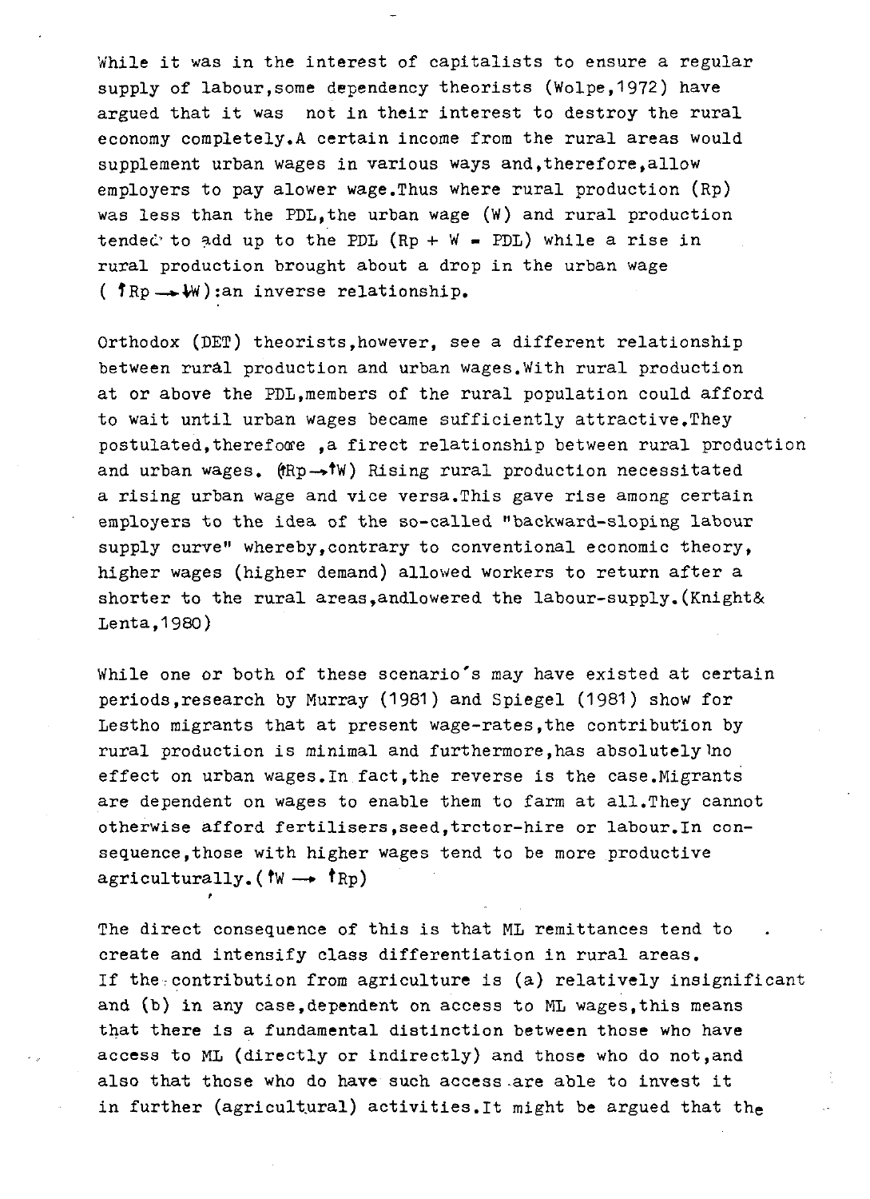While it was in the interest of capitalists to ensure a regular supply of labour,some dependency theorists (Wolpe,1972) have argued that it was not in their interest to destroy the rural economy completely.A certain income from the rural areas would supplement urban wages in various ways and,therefore,allow employers to pay alower wage.Thus where rural production (Rp) was less than the PDL,the urban wage (W) and rural production tended to add up to the PDL ($Rp + W = PDL$) while a rise in rural production brought about a drop in the urban wage ($\uparrow Rp \rightarrow \downarrow W$):an inverse relationship.

Orthodox (DET) theorists,however, see a different relationship between rural production and urban wages.With rural production at or above the PDL,members of the rural population could afford to wait until urban wages became sufficiently attractive.They postulated,therefore ,a firect relationship between rural production and urban wages. ($\uparrow Rp \rightarrow \uparrow W$) Rising rural production necessitated a rising urban wage and vice versa.This gave rise among certain employers to the idea of the so-called "backward-sloping labour supply curve" whereby,contrary to conventional economic theory, higher wages (higher demand) allowed workers to return after a shorter to the rural areas,andlowered the labour-supply.(Knight& Lenta,1980)

While one or both of these scenario's may have existed at certain periods,research by Murray (1981) and Spiegel (1981) show for Lestho migrants that at present wage-rates,the contribution by rural production is minimal and furthermore,has absolutely no effect on urban wages.In fact,the reverse is the case.Migrants are dependent on wages to enable them to farm at all.They cannot otherwise afford fertilisers,seed,trctor-hire or labour.In consequence,those with higher wages tend to be more productive agriculturally.($\uparrow W \rightarrow \uparrow Rp$)

The direct consequence of this is that ML remittances tend to create and intensify class differentiation in rural areas. If the contribution from agriculture is (a) relatively insignificant and (b) in any case,dependent on access to ML wages,this means that there is a fundamental distinction between those who have access to ML (directly or indirectly) and those who do not,and also that those who do have such access are able to invest it in further (agricultural) activities.It might be argued that the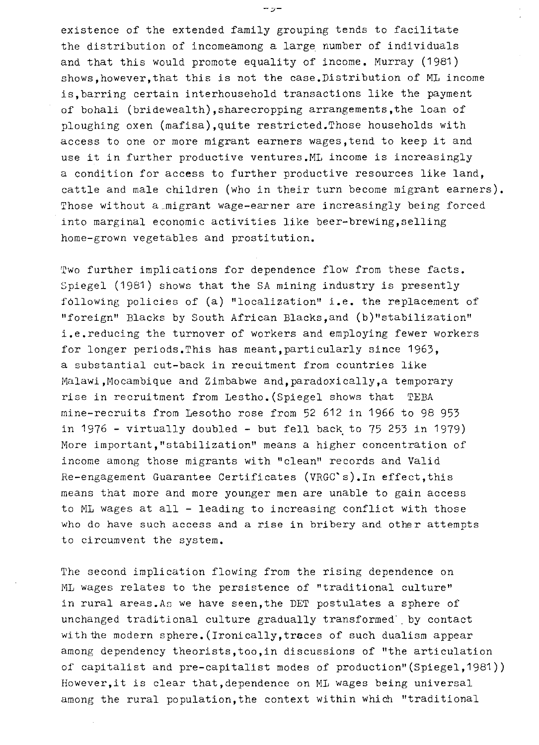existence of the extended family grouping tends to facilitate the distribution of incomeamong a large number of individuals and that this would promote equality of income. Murray (1981) shows,however,that this is not the case.Distribution of ML income is,barring certain interhousehold transactions like the payment of bohali (bridewealth),sharecropping arrangements,the loan of ploughing oxen (mafisa),quite restricted.Those households with access to one or more migrant earners wages,tend to keep it and use it in further productive ventures.ML income is increasingly a condition for access to further productive resources like land, cattle and male children (who in their turn become migrant earners). Those without a migrant wage-earner are increasingly being forced into marginal economic activities like beer-brewing,selling home-grown vegetables and prostitution.

Two further implications for dependence flow from these facts. Spiegel (1981) shows that the SA mining industry is presently following policies of (a) "localization" i.e. the replacement of "foreign" Blacks by South African Blacks,and (b)"stabilization" i.e.reducing the turnover of workers and employing fewer workers for longer periods.This has meant,particularly since 1963, a substantial cut-back in recuitment from countries like Malawi,Mocambique and Zimbabwe and,paradoxically,a temporary rise in recruitment from Lestho.(Spiegel shows that TEBA mine-recruits from Lesotho rose from 52 612 in 1966 to 98 953 in 1976 - virtually doubled - but fell back to 75 253 in 1979) More important,"stabilization" means a higher concentration of income among those migrants with "clean" records and Valid Re-engagement Guarantee Certificates (VRGC's).In effect,this means that more and more younger men are unable to gain access to ML wages at all - leading to increasing conflict with those who do have such access and a rise in bribery and other attempts to circumvent the system.

The second implication flowing from the rising dependence on ML wages relates to the persistence of "traditional culture" in rural areas.As we have seen,the DET postulates a sphere of unchanged traditional culture gradually transformed by contact with the modern sphere.(Ironically,traces of such dualism appear among dependency theorists,too,in discussions of "the articulation of capitalist and pre-capitalist modes of production"(Spiegel,1981)) However,it is clear that,dependence on ML wages being universal among the rural population,the context within which "traditional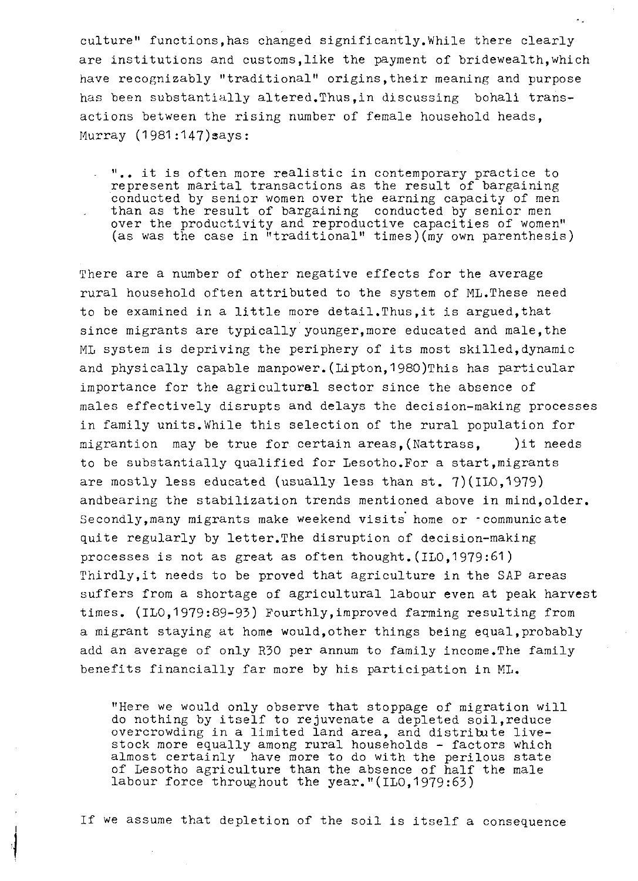culture" functions,has changed significantly.While there clearly are institutions and customs,like the payment of bridewealth,which have recognizably "traditional" origins,their meaning and purpose has been substantially altered.Thus,in discussing bohali transactions between the rising number of female household heads, Murray (1981:147)says:

> ".. it is often more realistic in contemporary practice to represent marital transactions as the result of bargaining conducted by senior women over the earning capacity of men than as the result of bargaining conducted by senior men over the productivity and reproductive capacities of women" (as was the case in "traditional" times)(my own parenthesis)

There are a number of other negative effects for the average rural household often attributed to the system of ML.These need to be examined in a little more detail.Thus,it is argued,that since migrants are typically younger,more educated and male,the ML system is depriving the periphery of its most skilled,dynamic and physically capable manpower.(Lipton,1980)This has particular importance for the agricultural sector since the absence of males effectively disrupts and delays the decision-making processes in family units.While this selection of the rural population for migrantion may be true for certain areas,(Nattrass, )it needs to be substantially qualified for Lesotho.For a start,migrants are mostly less educated (usually less than st. 7)(ILO,1979) andbearing the stabilization trends mentioned above in mind,older. Secondly,many migrants make weekend visits home or communicate quite regularly by letter.The disruption of decision-making processes is not as great as often thought.(ILO,1979:61) Thirdly,it needs to be proved that agriculture in the SAP areas suffers from a shortage of agricultural labour even at peak harvest times. (ILO,1979:89-93) Fourthly,improved farming resulting from a migrant staying at home would,other things being equal,probably add an average of only R30 per annum to family income.The family benefits financially far more by his participation in ML.

> "Here we would only observe that stoppage of migration will do nothing by itself to rejuvenate a depleted soil,reduce overcrowding in a limited land area, and distribute livestock more equally among rural households - factors which almost certainly have more to do with the perilous state of Lesotho agriculture than the absence of half the male labour force throughout the year."(ILO,1979:63)

If we assume that depletion of the soil is itself a consequence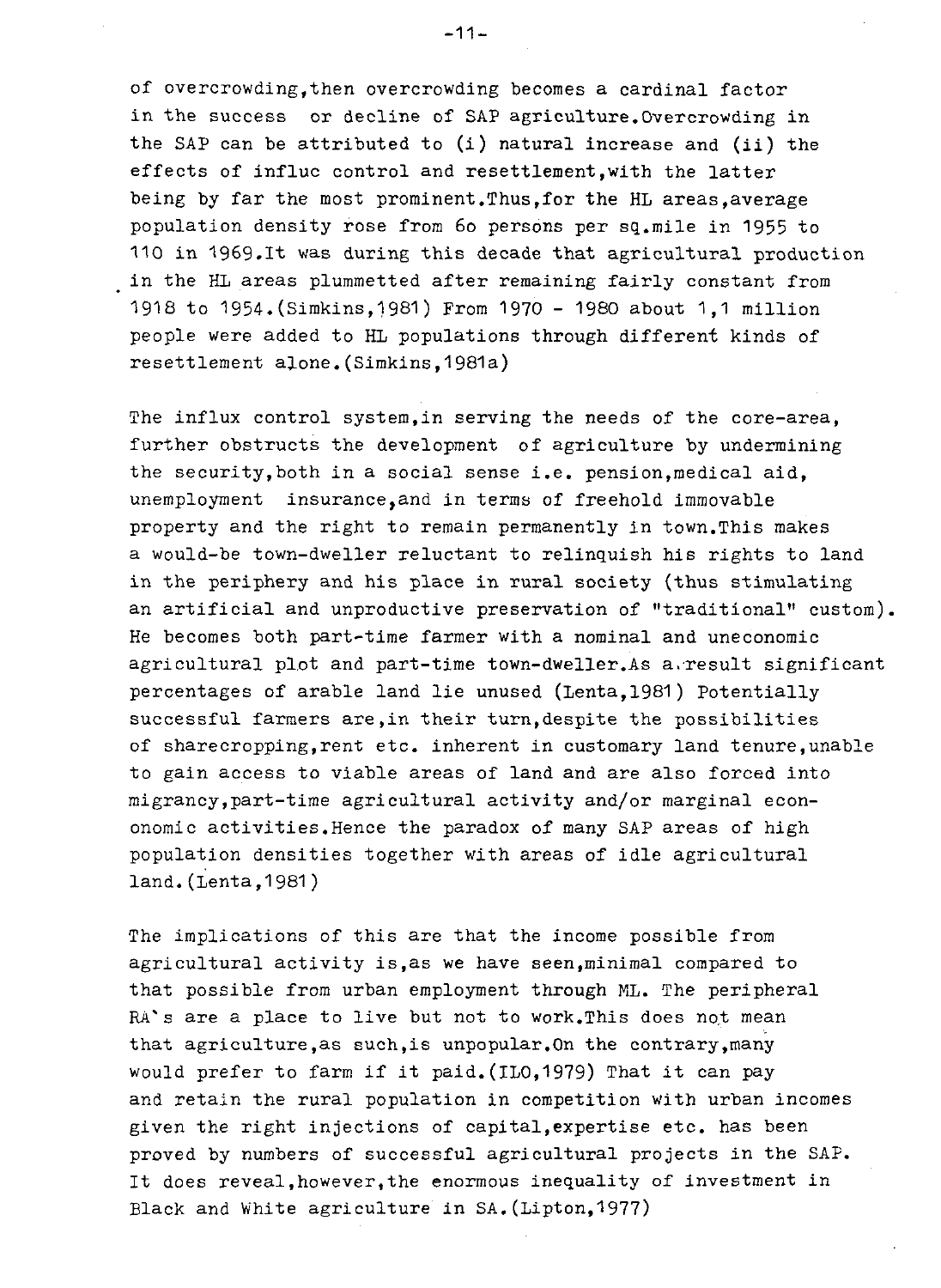of overcrowding,then overcrowding becomes a cardinal factor in the success or decline of SAP agriculture.Overcrowding in the SAP can be attributed to (i) natural increase and (ii) the effects of influc control and resettlement,with the latter being by far the most prominent.Thus,for the HL areas,average population density rose from 6o persons per sq.mile in 1955 to 110 in 1969.It was during this decade that agricultural production in the HL areas plummetted after remaining fairly constant from 1918 to 1954.(Simkins,1981) From 1970 - 1980 about 1,1 million people were added to HL populations through different kinds of resettlement alone.(Simkins,1981a)

The influx control system,in serving the needs of the core-area, further obstructs the development of agriculture by undermining the security,both in a social sense i.e. pension,medical aid, unemployment insurance,and in terms of freehold immovable property and the right to remain permanently in town.This makes a would-be town-dweller reluctant to relinquish his rights to land in the periphery and his place in rural society (thus stimulating an artificial and unproductive preservation of "traditional" custom). He becomes both part-time farmer with a nominal and uneconomic agricultural plot and part-time town-dweller.As a result significant percentages of arable land lie unused (Lenta,1981) Potentially successful farmers are,in their turn,despite the possibilities of sharecropping,rent etc. inherent in customary land tenure,unable to gain access to viable areas of land and are also forced into migrancy,part-time agricultural activity and/or marginal econ-onomic activities.Hence the paradox of many SAP areas of high population densities together with areas of idle agricultural land.(Lenta,1981)

The implications of this are that the income possible from agricultural activity is,as we have seen,minimal compared to that possible from urban employment through ML. The peripheral RA's are a place to live but not to work.This does not mean that agriculture,as such,is unpopular.On the contrary,many would prefer to farm if it paid.(ILO,1979) That it can pay and retain the rural population in competition with urban incomes given the right injections of capital,expertise etc. has been proved by numbers of successful agricultural projects in the SAP. It does reveal,however,the enormous inequality of investment in Black and White agriculture in SA.(Lipton,1977)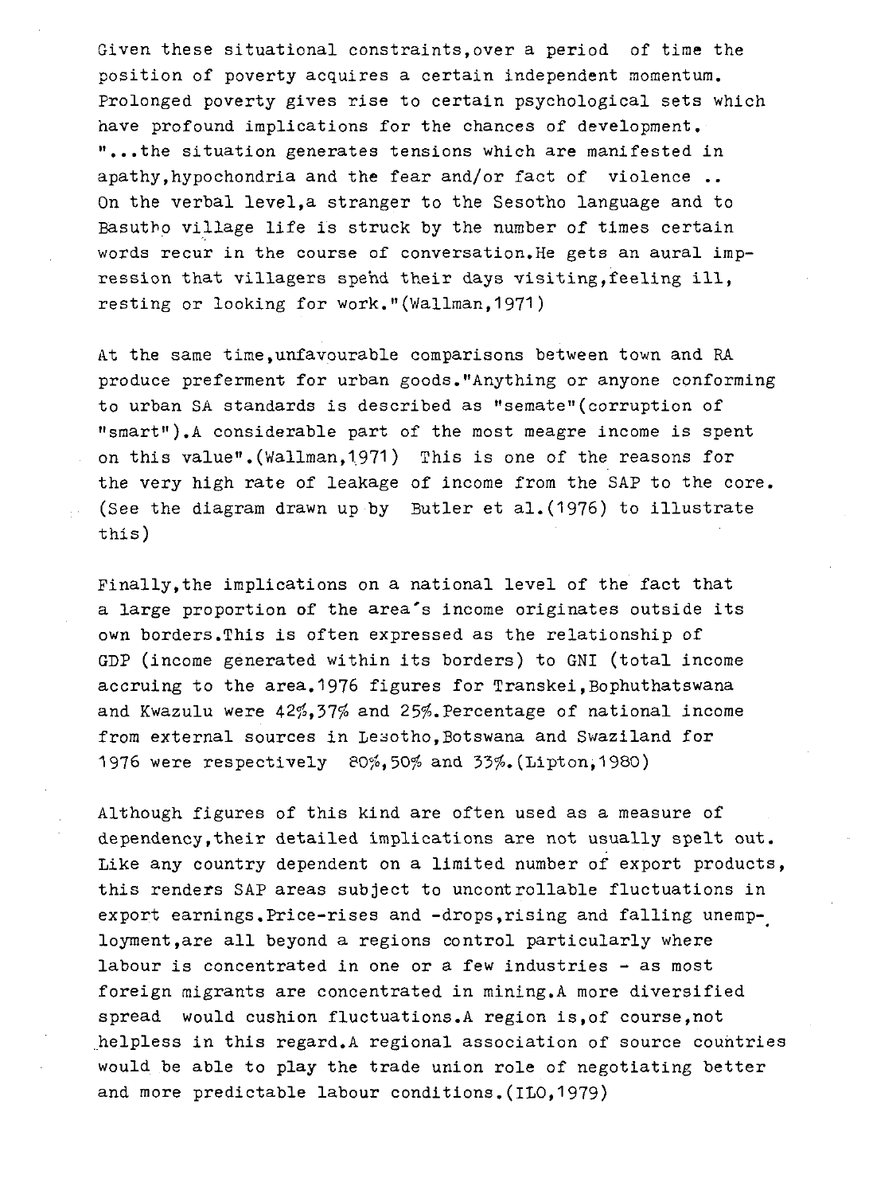Given these situational constraints,over a period of time the position of poverty acquires a certain independent momentum. Prolonged poverty gives rise to certain psychological sets which have profound implications for the chances of development. "...the situation generates tensions which are manifested in apathy,hypochondria and the fear and/or fact of violence .. On the verbal level,a stranger to the Sesotho language and to Basutho village life is struck by the number of times certain words recur in the course of conversation.He gets an aural impression that villagers spend their days visiting,feeling ill, resting or looking for work."(Wallman,1971)

At the same time,unfavourable comparisons between town and RA produce preferment for urban goods."Anything or anyone conforming to urban SA standards is described as "semate"(corruption of "smart").A considerable part of the most meagre income is spent on this value".(Wallman,1971) This is one of the reasons for the very high rate of leakage of income from the SAP to the core. (See the diagram drawn up by Butler et al.(1976) to illustrate this)

Finally,the implications on a national level of the fact that a large proportion of the area's income originates outside its own borders.This is often expressed as the relationship of GDP (income generated within its borders) to GNI (total income accruing to the area.1976 figures for Transkei,Bophuthatswana and Kwazulu were 42%,37% and 25%.Percentage of national income from external sources in Lesotho,Botswana and Swaziland for 1976 were respectively 80%,50% and 33%.(Lipton,1980)

Although figures of this kind are often used as a measure of dependency,their detailed implications are not usually spelt out. Like any country dependent on a limited number of export products, this renders SAP areas subject to uncontrollable fluctuations in export earnings.Price-rises and -drops,rising and falling unemployment,are all beyond a regions control particularly where labour is concentrated in one or a few industries - as most foreign migrants are concentrated in mining.A more diversified spread would cushion fluctuations.A region is,of course,not helpless in this regard.A regional association of source countries would be able to play the trade union role of negotiating better and more predictable labour conditions.(ILO,1979)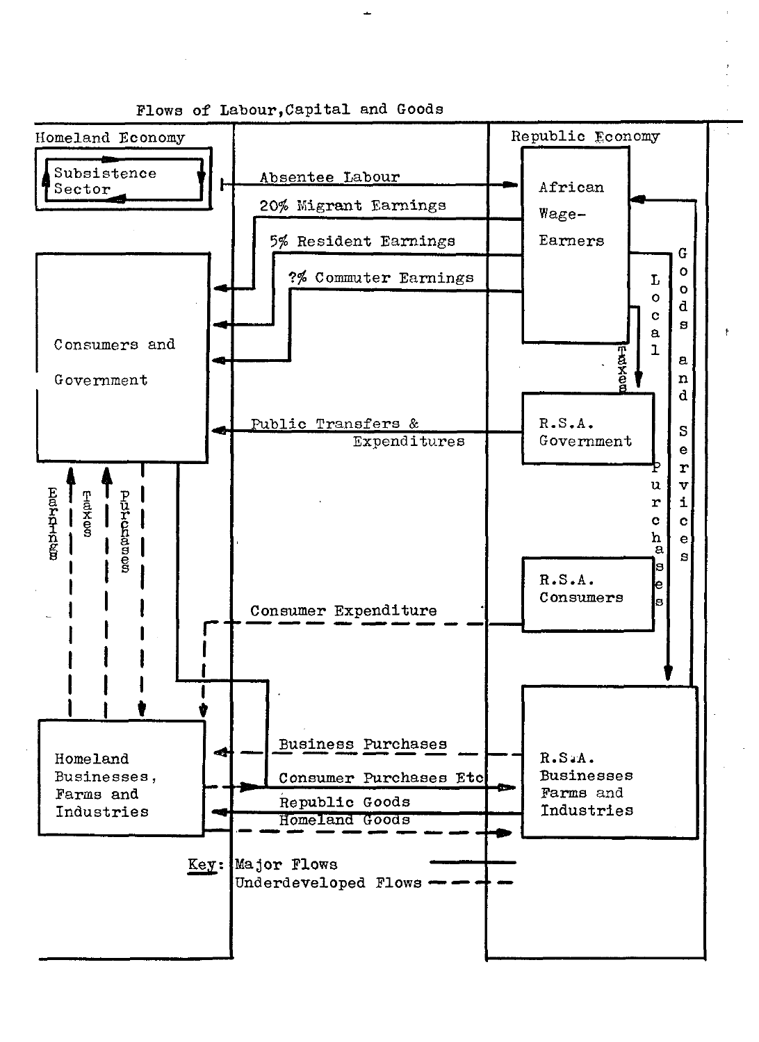## Flows of Labour, Capital and Goods

**Homeland Economy**

- Subsistence Sector
- Consumers and Government
- Homeland Businesses, Farms and Industries

**Republic Economy**

- African Wage-Earners
- R.S.A. Government
- R.S.A. Consumers
- R.S.A. Businesses Farms and Industries

**Flows**

- Absentee Labour
- 20% Migrant Earnings
- 5% Resident Earnings
- ?% Commuter Earnings
- Public Transfers & Expenditures
- Local Taxes
- Local Purchases
- Goods and Services
- Earnings
- Taxes
- Purchases
- Consumer Expenditure
- Business Purchases
- Consumer Purchases Etc
- Republic Goods
- Homeland Goods

Key: Major Flows ——— ; Underdeveloped Flows – – –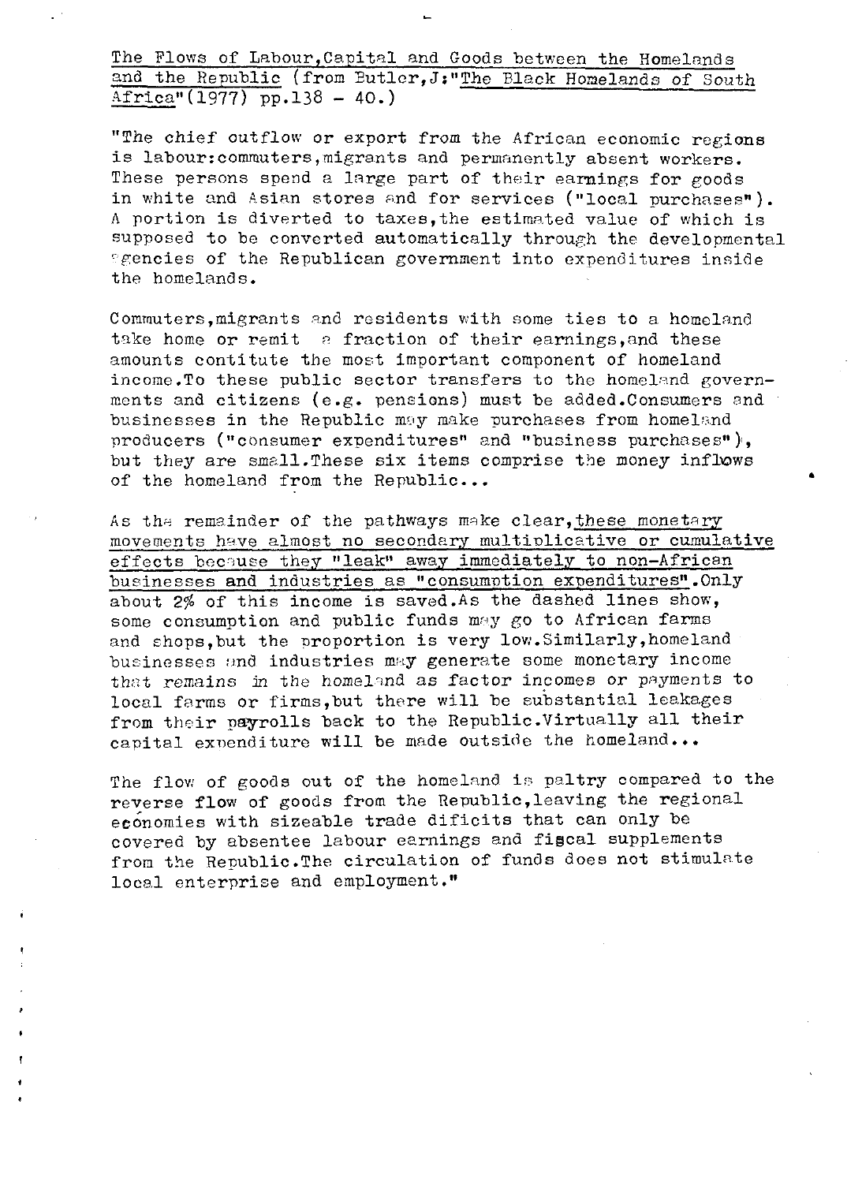The Flows of Labour, Capital and Goods between the Homelands and the Republic (from Butler, J: "The Black Homelands of South Africa" (1977) pp.138 – 40.)

"The chief outflow or export from the African economic regions is labour: commuters, migrants and permanently absent workers. These persons spend a large part of their earnings for goods in white and Asian stores and for services ("local purchases"). A portion is diverted to taxes, the estimated value of which is supposed to be converted automatically through the developmental agencies of the Republican government into expenditures inside the homelands.

Commuters, migrants and residents with some ties to a homeland take home or remit a fraction of their earnings, and these amounts contitute the most important component of homeland income. To these public sector transfers to the homeland governments and citizens (e.g. pensions) must be added. Consumers and businesses in the Republic may make purchases from homeland producers ("consumer expenditures" and "business purchases"), but they are small. These six items comprise the money inflows of the homeland from the Republic...

As the remainder of the pathways make clear, these monetary movements have almost no secondary multiplicative or cumulative effects because they "leak" away immediately to non-African businesses and industries as "consumption expenditures". Only about 2% of this income is saved. As the dashed lines show, some consumption and public funds may go to African farms and shops, but the proportion is very low. Similarly, homeland businesses and industries may generate some monetary income that remains in the homeland as factor incomes or payments to local farms or firms, but there will be substantial leakages from their payrolls back to the Republic. Virtually all their capital expenditure will be made outside the homeland...

The flow of goods out of the homeland is paltry compared to the reverse flow of goods from the Republic, leaving the regional economies with sizeable trade dificits that can only be covered by absentee labour earnings and fiscal supplements from the Republic. The circulation of funds does not stimulate local enterprise and employment."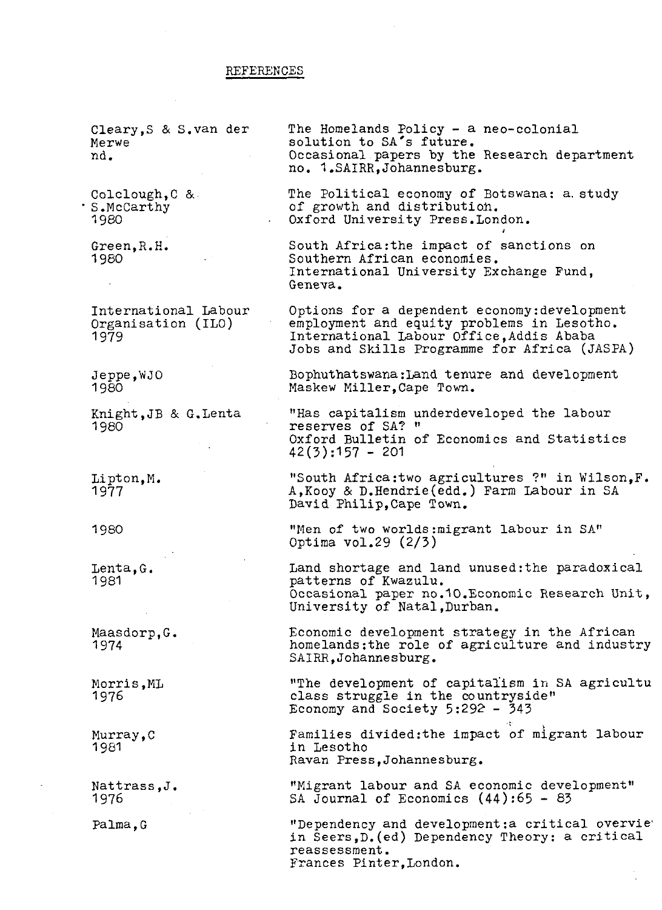## REFERENCES

| | |
|---|---|
| Cleary,S & S.van der Merwe nd. | The Homelands Policy - a neo-colonial solution to SA's future. Occasional papers by the Research department no. 1.SAIRR,Johannesburg. |
| Colclough,C & S.McCarthy 1980 | The Political economy of Botswana: a study of growth and distribution. Oxford University Press.London. |
| Green,R.H. 1980 | South Africa:the impact of sanctions on Southern African economies. International University Exchange Fund, Geneva. |
| International Labour Organisation (ILO) 1979 | Options for a dependent economy:development employment and equity problems in Lesotho. International Labour Office,Addis Ababa Jobs and Skills Programme for Africa (JASPA) |
| Jeppe,WJO 1980 | Bophuthatswana:Land tenure and development Maskew Miller,Cape Town. |
| Knight,JB & G.Lenta 1980 | "Has capitalism underdeveloped the labour reserves of SA? " Oxford Bulletin of Economics and Statistics 42(3):157 - 201 |
| Lipton,M. 1977 | "South Africa:two agricultures ?" in Wilson,F. A,Kooy & D.Hendrie(edd.) Farm Labour in SA David Philip,Cape Town. |
| 1980 | "Men of two worlds:migrant labour in SA" Optima vol.29 (2/3) |
| Lenta,G. 1981 | Land shortage and land unused:the paradoxical patterns of Kwazulu. Occasional paper no.10.Economic Research Unit, University of Natal,Durban. |
| Maasdorp,G. 1974 | Economic development strategy in the African homelands:the role of agriculture and industry SAIRR,Johannesburg. |
| Morris,ML 1976 | "The development of capitalism in SA agricultu class struggle in the countryside" Economy and Society 5:292 - 343 |
| Murray,C 1981 | Families divided:the impact of migrant labour in Lesotho Ravan Press,Johannesburg. |
| Nattrass,J. 1976 | "Migrant labour and SA economic development" SA Journal of Economics (44):65 - 83 |
| Palma,G | "Dependency and development:a critical overvie in Seers,D.(ed) Dependency Theory: a critical reassessment. Frances Pinter,London. |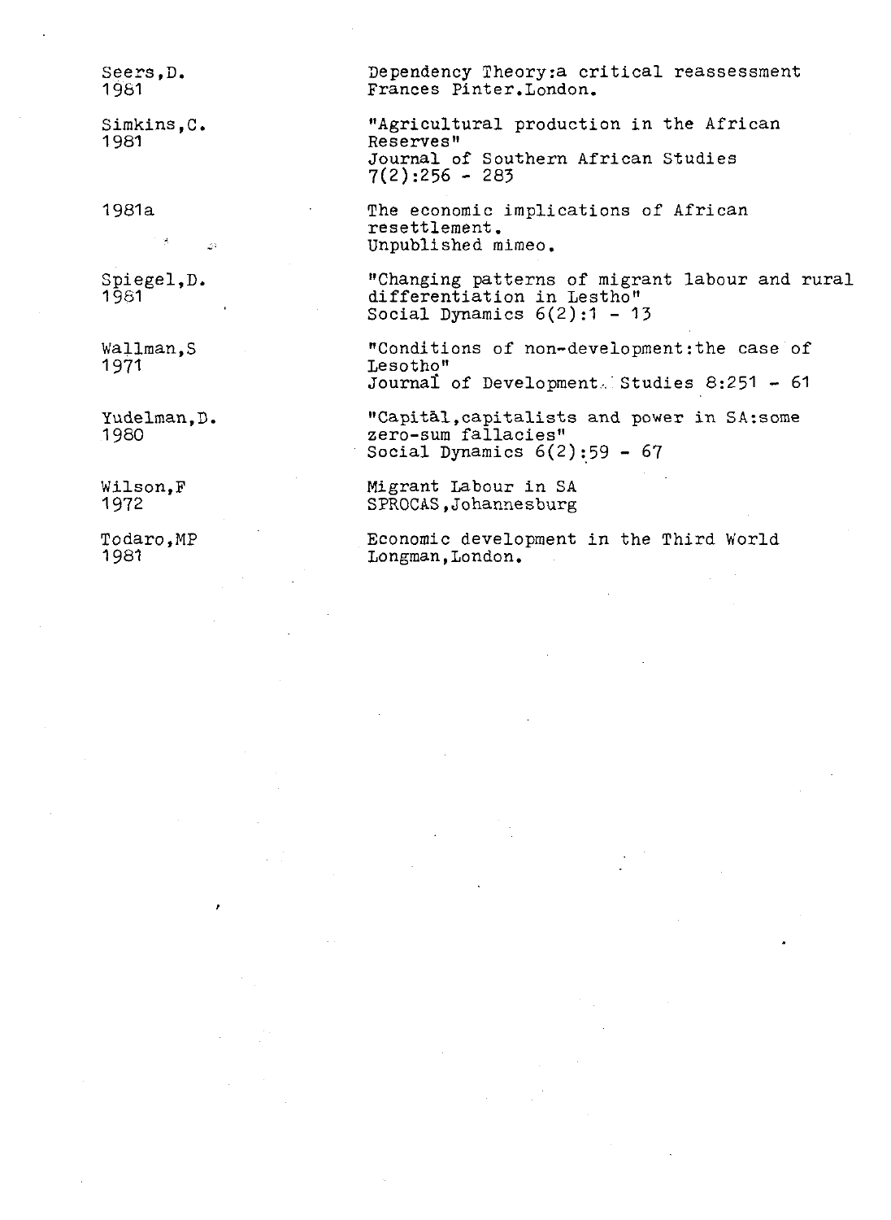| | |
|---|---|
| Seers,D.<br>1981 | Dependency Theory:a critical reassessment<br>Frances Pinter.London. |
| Simkins,C.<br>1981 | "Agricultural production in the African Reserves"<br>Journal of Southern African Studies<br>7(2):256 - 283 |
| 1981a | The economic implications of African resettlement.<br>Unpublished mimeo. |
| Spiegel,D.<br>1981 | "Changing patterns of migrant labour and rural differentiation in Lestho"<br>Social Dynamics 6(2):1 - 13 |
| Wallman,S<br>1971 | "Conditions of non-development:the case of Lesotho"<br>Journal of Development Studies 8:251 - 61 |
| Yudelman,D.<br>1980 | "Capital,capitalists and power in SA:some zero-sum fallacies"<br>Social Dynamics 6(2):59 - 67 |
| Wilson,F<br>1972 | Migrant Labour in SA<br>SPROCAS,Johannesburg |
| Todaro,MP<br>1981 | Economic development in the Third World<br>Longman,London. |